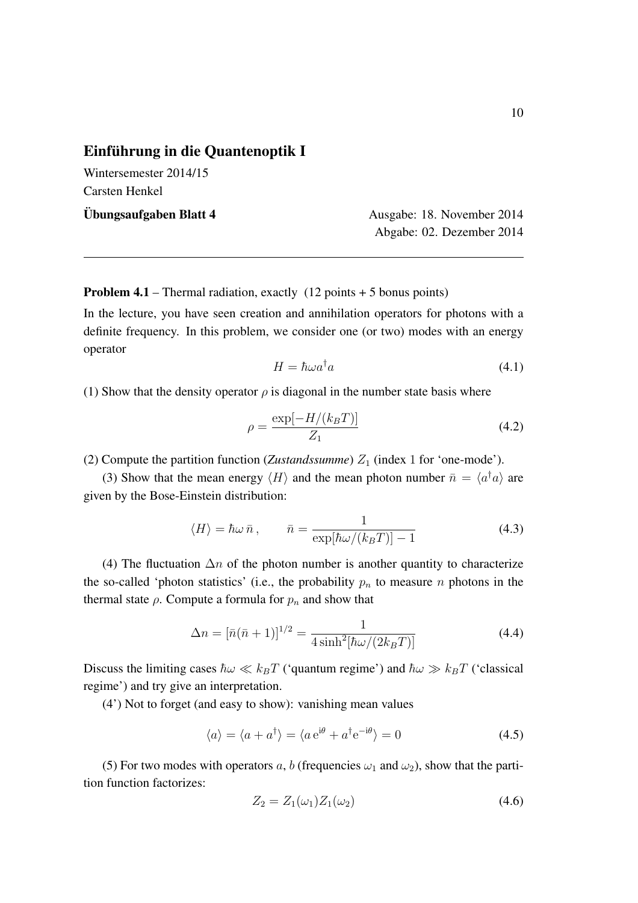## Einführung in die Quantenoptik I

Wintersemester 2014/15

Carsten Henkel

**Übungsaufgaben Blatt 4** Ausgabe: 18. November 2014

Abgabe: 02. Dezember 2014

---

**Problem 4.1** – Thermal radiation, exactly (12 points + 5 bonus points)

In the lecture, you have seen creation and annihilation operators for photons with a definite frequency. In this problem, we consider one (or two) modes with an energy operator

$$H = \hbar\omega a^{\dagger} a \tag{4.1}$$

(1) Show that the density operator $\rho$ is diagonal in the number state basis where

$$\rho = \frac{\exp[-H/(k_B T)]}{Z_1} \tag{4.2}$$

(2) Compute the partition function (***Zustandssumme***) $Z_1$ (index 1 for 'one-mode').

(3) Show that the mean energy $\langle H \rangle$ and the mean photon number $\bar{n} = \langle a^{\dagger} a \rangle$ are given by the Bose-Einstein distribution:

$$\langle H \rangle = \hbar\omega\, \bar{n}\,, \qquad \bar{n} = \frac{1}{\exp[\hbar\omega/(k_B T)] - 1} \tag{4.3}$$

(4) The fluctuation $\Delta n$ of the photon number is another quantity to characterize the so-called 'photon statistics' (i.e., the probability $p_n$ to measure $n$ photons in the thermal state $\rho$. Compute a formula for $p_n$ and show that

$$\Delta n = [\bar{n}(\bar{n} + 1)]^{1/2} = \frac{1}{4 \sinh^2[\hbar\omega/(2k_B T)]} \tag{4.4}$$

Discuss the limiting cases $\hbar\omega \ll k_B T$ ('quantum regime') and $\hbar\omega \gg k_B T$ ('classical regime') and try give an interpretation.

(4') Not to forget (and easy to show): vanishing mean values

$$\langle a \rangle = \langle a + a^{\dagger} \rangle = \langle a\, e^{i\theta} + a^{\dagger} e^{-i\theta} \rangle = 0 \tag{4.5}$$

(5) For two modes with operators $a$, $b$ (frequencies $\omega_1$ and $\omega_2$), show that the partition function factorizes:

$$Z_2 = Z_1(\omega_1) Z_1(\omega_2) \tag{4.6}$$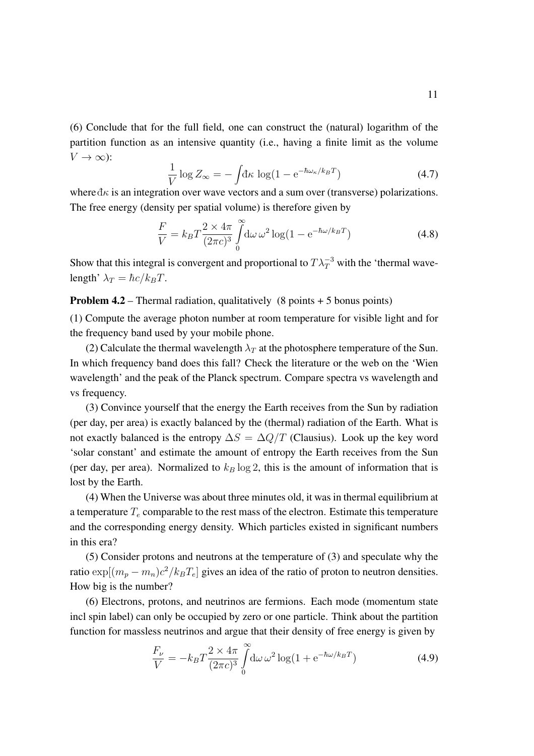(6) Conclude that for the full field, one can construct the (natural) logarithm of the partition function as an intensive quantity (i.e., having a finite limit as the volume $V \to \infty$):

$$\frac{1}{V} \log Z_\infty = - \int \!\mathrm{đ}\kappa \; \log(1 - \mathrm{e}^{-\hbar\omega_\kappa / k_B T}) \tag{4.7}$$

where $\mathrm{đ}\kappa$ is an integration over wave vectors and a sum over (transverse) polarizations. The free energy (density per spatial volume) is therefore given by

$$\frac{F}{V} = k_B T \frac{2 \times 4\pi}{(2\pi c)^3} \int\limits_0^\infty \mathrm{d}\omega \, \omega^2 \log(1 - \mathrm{e}^{-\hbar\omega / k_B T}) \tag{4.8}$$

Show that this integral is convergent and proportional to $T\lambda_T^{-3}$ with the 'thermal wavelength' $\lambda_T = \hbar c / k_B T$.

**Problem 4.2** – Thermal radiation, qualitatively (8 points + 5 bonus points)

(1) Compute the average photon number at room temperature for visible light and for the frequency band used by your mobile phone.

(2) Calculate the thermal wavelength $\lambda_T$ at the photosphere temperature of the Sun. In which frequency band does this fall? Check the literature or the web on the 'Wien wavelength' and the peak of the Planck spectrum. Compare spectra vs wavelength and vs frequency.

(3) Convince yourself that the energy the Earth receives from the Sun by radiation (per day, per area) is exactly balanced by the (thermal) radiation of the Earth. What is not exactly balanced is the entropy $\Delta S = \Delta Q / T$ (Clausius). Look up the key word 'solar constant' and estimate the amount of entropy the Earth receives from the Sun (per day, per area). Normalized to $k_B \log 2$, this is the amount of information that is lost by the Earth.

(4) When the Universe was about three minutes old, it was in thermal equilibrium at a temperature $T_e$ comparable to the rest mass of the electron. Estimate this temperature and the corresponding energy density. Which particles existed in significant numbers in this era?

(5) Consider protons and neutrons at the temperature of (3) and speculate why the ratio $\exp[(m_p - m_n)c^2 / k_B T_e]$ gives an idea of the ratio of proton to neutron densities. How big is the number?

(6) Electrons, protons, and neutrinos are fermions. Each mode (momentum state incl spin label) can only be occupied by zero or one particle. Think about the partition function for massless neutrinos and argue that their density of free energy is given by

$$\frac{F_\nu}{V} = -k_B T \frac{2 \times 4\pi}{(2\pi c)^3} \int\limits_0^\infty \mathrm{d}\omega \, \omega^2 \log(1 + \mathrm{e}^{-\hbar\omega / k_B T}) \tag{4.9}$$